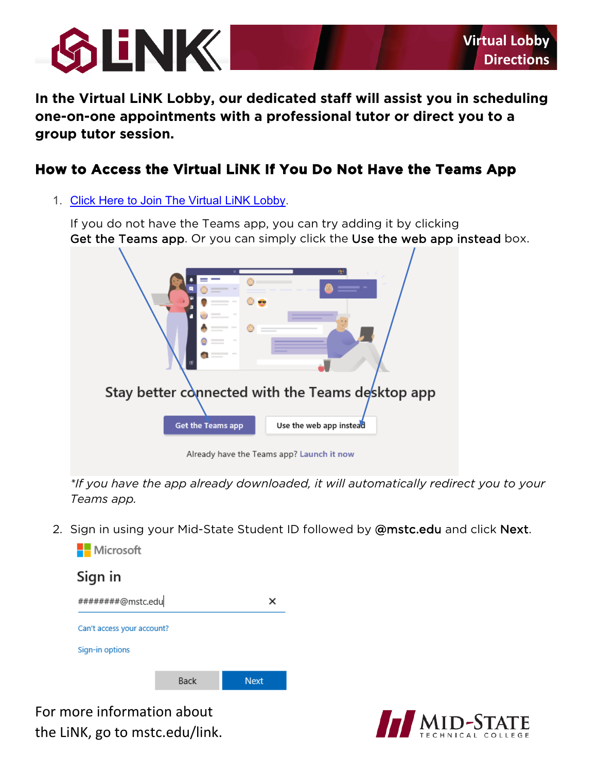# Virtual Lobby Directions

**In the Virtual LiNK Lobby, our dedicated staff will assist you in scheduling one-on-one appointments with a professional tutor or direct you to a group tutor session.**

## How to Access the Virtual LiNK If You Do Not Have the Teams App

1. [Click Here to Join The Virtual LiNK Lobby](#).

   If you do not have the Teams app, you can try adding it by clicking Get the Teams app. Or you can simply click the Use the web app instead box.

   *If you have the app already downloaded, it will automatically redirect you to your Teams app.*

2. Sign in using your Mid-State Student ID followed by @mstc.edu and click Next.

For more information about the LiNK, go to mstc.edu/link.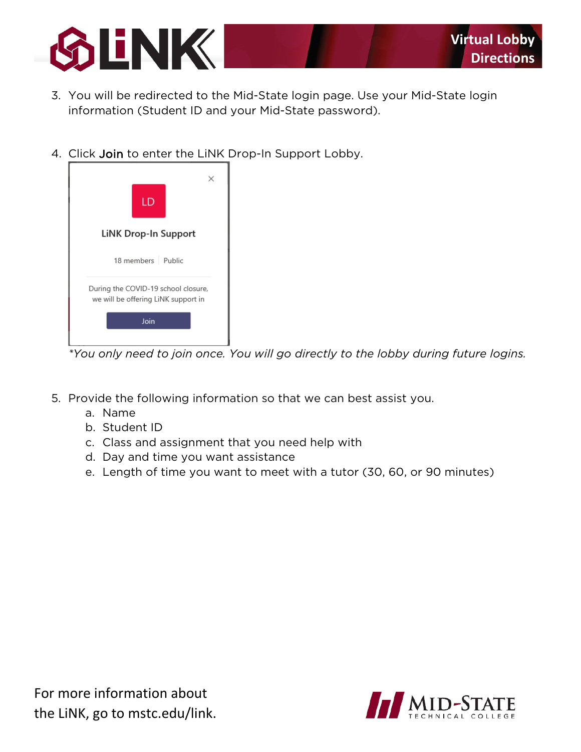3. You will be redirected to the Mid-State login page. Use your Mid-State login information (Student ID and your Mid-State password).

4. Click Join to enter the LiNK Drop-In Support Lobby.

   LD

   LiNK Drop-In Support

   18 members | Public

   During the COVID-19 school closure, we will be offering LiNK support in

   Join

   *You only need to join once. You will go directly to the lobby during future logins.*

5. Provide the following information so that we can best assist you.
   a. Name
   b. Student ID
   c. Class and assignment that you need help with
   d. Day and time you want assistance
   e. Length of time you want to meet with a tutor (30, 60, or 90 minutes)

For more information about the LiNK, go to mstc.edu/link.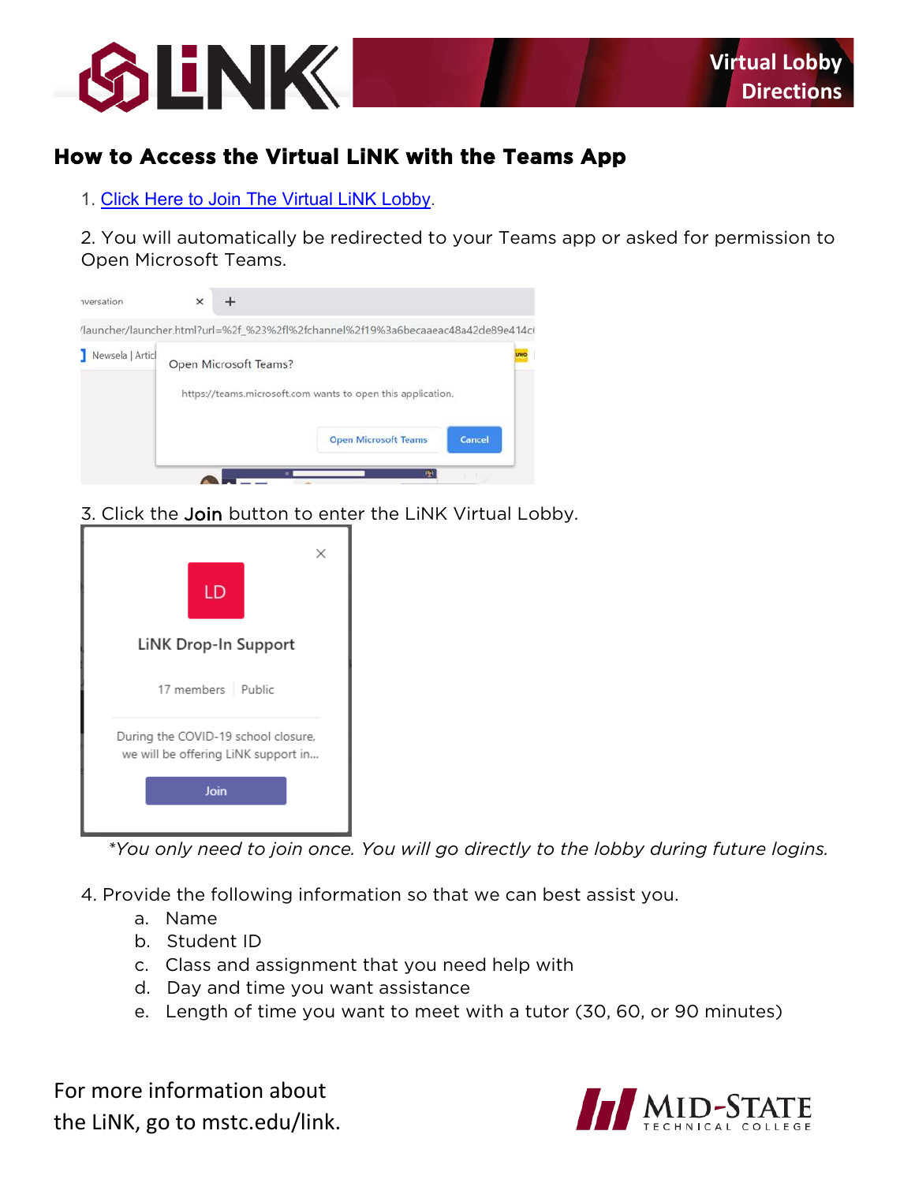## How to Access the Virtual LiNK with the Teams App

1. Click Here to Join The Virtual LiNK Lobby.

2. You will automatically be redirected to your Teams app or asked for permission to Open Microsoft Teams.

3. Click the **Join** button to enter the LiNK Virtual Lobby.

*\*You only need to join once. You will go directly to the lobby during future logins.*

4. Provide the following information so that we can best assist you.
   a. Name
   b. Student ID
   c. Class and assignment that you need help with
   d. Day and time you want assistance
   e. Length of time you want to meet with a tutor (30, 60, or 90 minutes)

For more information about the LiNK, go to mstc.edu/link.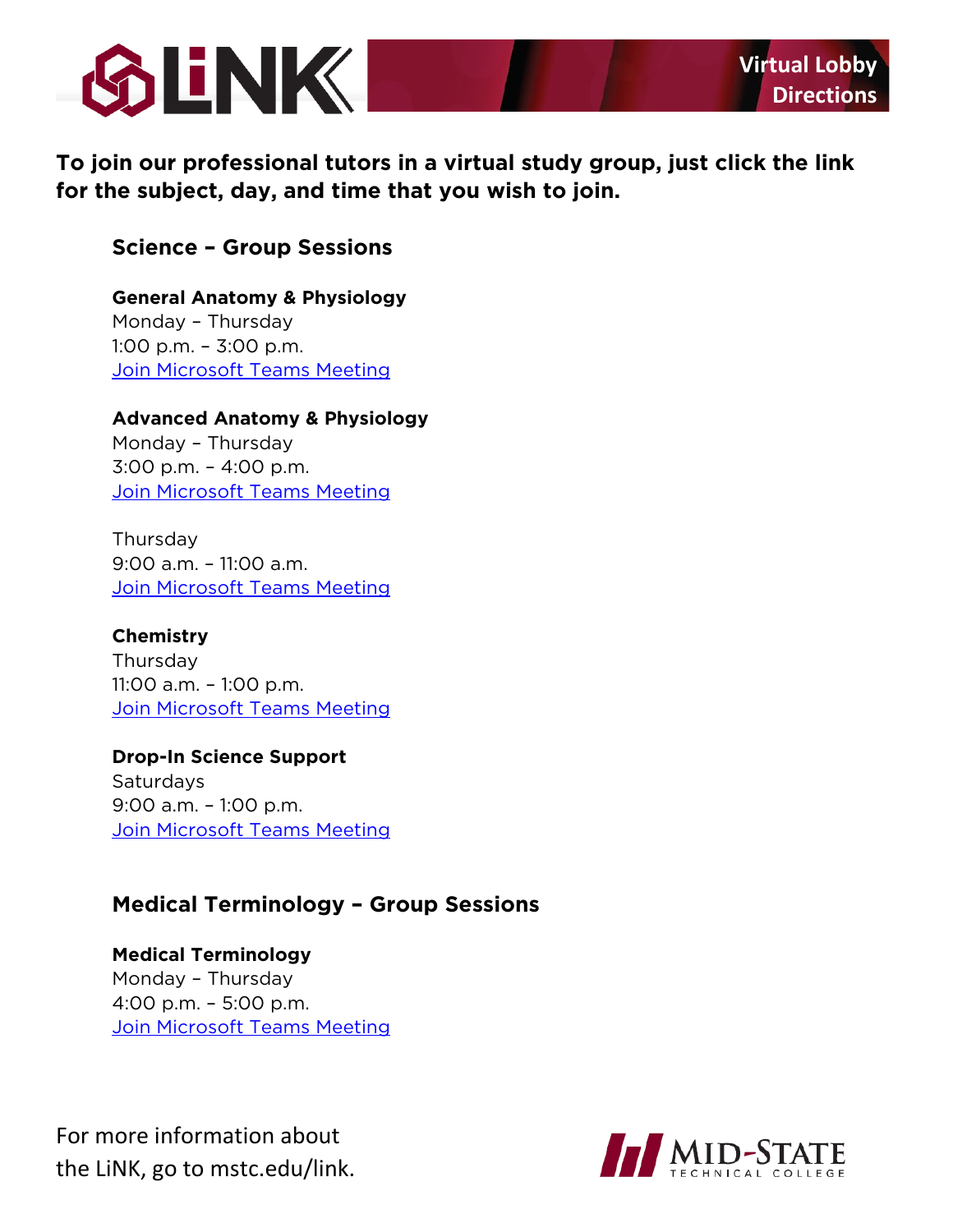Virtual Lobby Directions

**To join our professional tutors in a virtual study group, just click the link for the subject, day, and time that you wish to join.**

## Science – Group Sessions

**General Anatomy & Physiology**
Monday – Thursday
1:00 p.m. – 3:00 p.m.
Join Microsoft Teams Meeting

**Advanced Anatomy & Physiology**
Monday – Thursday
3:00 p.m. – 4:00 p.m.
Join Microsoft Teams Meeting

Thursday
9:00 a.m. – 11:00 a.m.
Join Microsoft Teams Meeting

**Chemistry**
Thursday
11:00 a.m. – 1:00 p.m.
Join Microsoft Teams Meeting

**Drop-In Science Support**
Saturdays
9:00 a.m. – 1:00 p.m.
Join Microsoft Teams Meeting

## Medical Terminology – Group Sessions

**Medical Terminology**
Monday – Thursday
4:00 p.m. – 5:00 p.m.
Join Microsoft Teams Meeting

For more information about the LiNK, go to mstc.edu/link.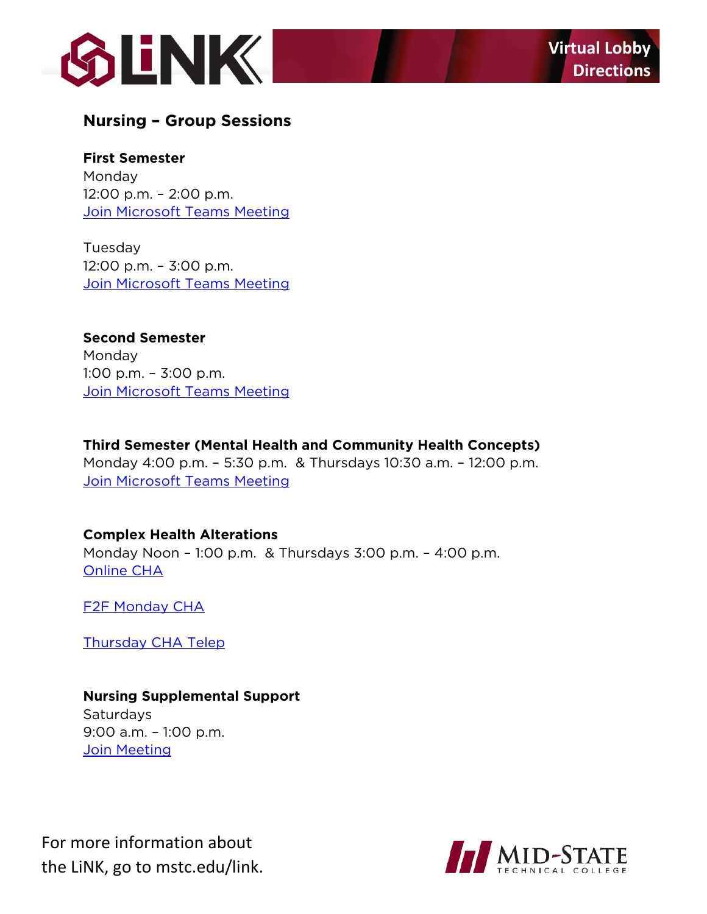## Nursing – Group Sessions

**First Semester**
Monday
12:00 p.m. – 2:00 p.m.
Join Microsoft Teams Meeting

Tuesday
12:00 p.m. – 3:00 p.m.
Join Microsoft Teams Meeting

**Second Semester**
Monday
1:00 p.m. – 3:00 p.m.
Join Microsoft Teams Meeting

**Third Semester (Mental Health and Community Health Concepts)**
Monday 4:00 p.m. – 5:30 p.m. & Thursdays 10:30 a.m. – 12:00 p.m.
Join Microsoft Teams Meeting

**Complex Health Alterations**
Monday Noon – 1:00 p.m. & Thursdays 3:00 p.m. – 4:00 p.m.
Online CHA

F2F Monday CHA

Thursday CHA Telep

**Nursing Supplemental Support**
Saturdays
9:00 a.m. – 1:00 p.m.
Join Meeting

For more information about the LiNK, go to mstc.edu/link.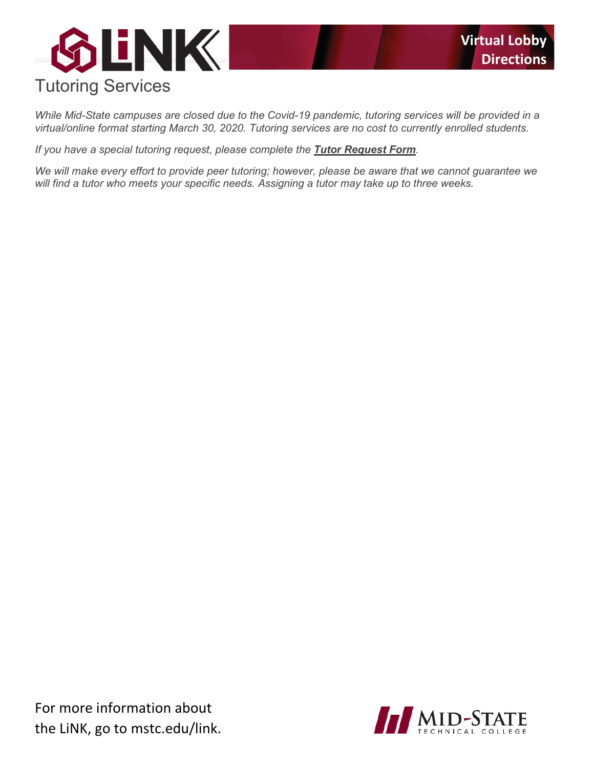# Tutoring Services

*While Mid-State campuses are closed due to the Covid-19 pandemic, tutoring services will be provided in a virtual/online format starting March 30, 2020. Tutoring services are no cost to currently enrolled students.*

*If you have a special tutoring request, please complete the* ***Tutor Request Form****.*

*We will make every effort to provide peer tutoring; however, please be aware that we cannot guarantee we will find a tutor who meets your specific needs. Assigning a tutor may take up to three weeks.*

For more information about the LiNK, go to mstc.edu/link.